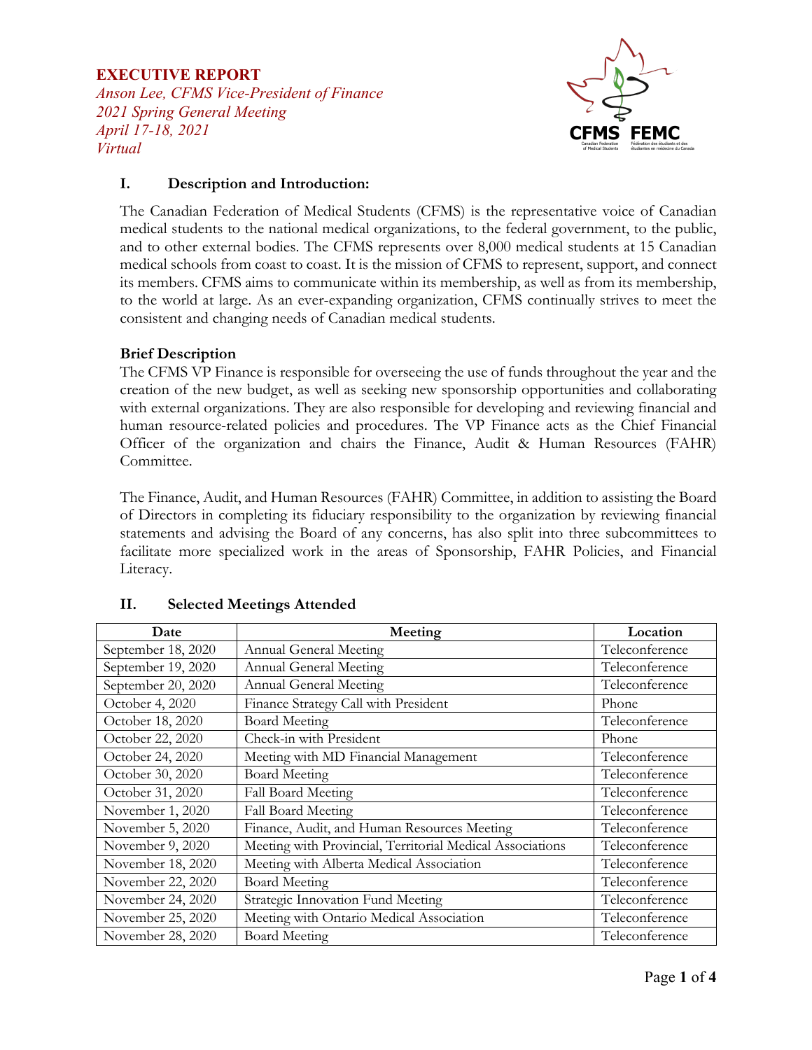**EXECUTIVE REPORT**
*Anson Lee, CFMS Vice-President of Finance*
*2021 Spring General Meeting*
*April 17-18, 2021*
*Virtual*

## I. Description and Introduction:

The Canadian Federation of Medical Students (CFMS) is the representative voice of Canadian medical students to the national medical organizations, to the federal government, to the public, and to other external bodies. The CFMS represents over 8,000 medical students at 15 Canadian medical schools from coast to coast. It is the mission of CFMS to represent, support, and connect its members. CFMS aims to communicate within its membership, as well as from its membership, to the world at large. As an ever-expanding organization, CFMS continually strives to meet the consistent and changing needs of Canadian medical students.

**Brief Description**

The CFMS VP Finance is responsible for overseeing the use of funds throughout the year and the creation of the new budget, as well as seeking new sponsorship opportunities and collaborating with external organizations. They are also responsible for developing and reviewing financial and human resource-related policies and procedures. The VP Finance acts as the Chief Financial Officer of the organization and chairs the Finance, Audit & Human Resources (FAHR) Committee.

The Finance, Audit, and Human Resources (FAHR) Committee, in addition to assisting the Board of Directors in completing its fiduciary responsibility to the organization by reviewing financial statements and advising the Board of any concerns, has also split into three subcommittees to facilitate more specialized work in the areas of Sponsorship, FAHR Policies, and Financial Literacy.

## II. Selected Meetings Attended

| Date | Meeting | Location |
|---|---|---|
| September 18, 2020 | Annual General Meeting | Teleconference |
| September 19, 2020 | Annual General Meeting | Teleconference |
| September 20, 2020 | Annual General Meeting | Teleconference |
| October 4, 2020 | Finance Strategy Call with President | Phone |
| October 18, 2020 | Board Meeting | Teleconference |
| October 22, 2020 | Check-in with President | Phone |
| October 24, 2020 | Meeting with MD Financial Management | Teleconference |
| October 30, 2020 | Board Meeting | Teleconference |
| October 31, 2020 | Fall Board Meeting | Teleconference |
| November 1, 2020 | Fall Board Meeting | Teleconference |
| November 5, 2020 | Finance, Audit, and Human Resources Meeting | Teleconference |
| November 9, 2020 | Meeting with Provincial, Territorial Medical Associations | Teleconference |
| November 18, 2020 | Meeting with Alberta Medical Association | Teleconference |
| November 22, 2020 | Board Meeting | Teleconference |
| November 24, 2020 | Strategic Innovation Fund Meeting | Teleconference |
| November 25, 2020 | Meeting with Ontario Medical Association | Teleconference |
| November 28, 2020 | Board Meeting | Teleconference |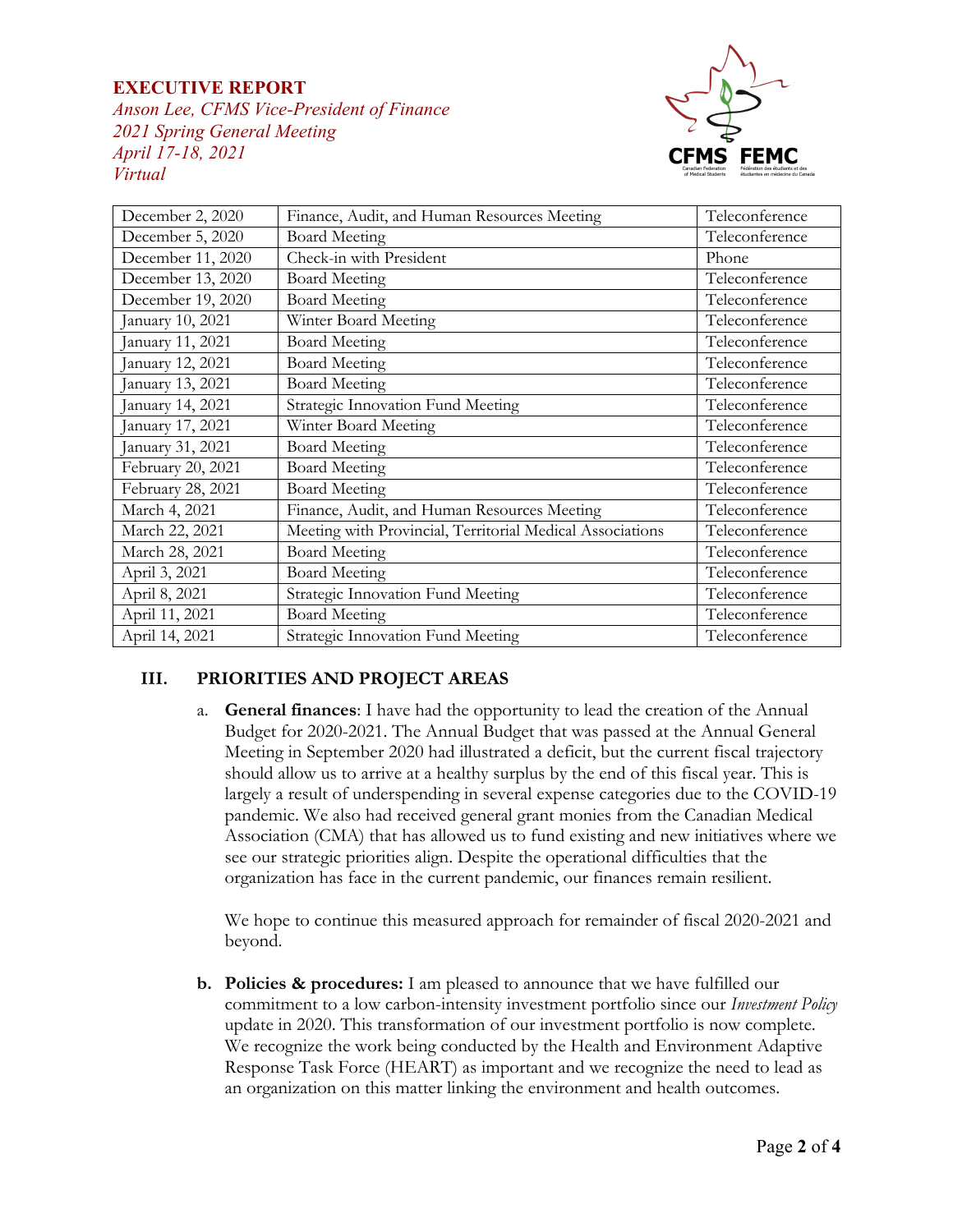**EXECUTIVE REPORT**
*Anson Lee, CFMS Vice-President of Finance*
*2021 Spring General Meeting*
*April 17-18, 2021*
*Virtual*

| | | |
|---|---|---|
| December 2, 2020 | Finance, Audit, and Human Resources Meeting | Teleconference |
| December 5, 2020 | Board Meeting | Teleconference |
| December 11, 2020 | Check-in with President | Phone |
| December 13, 2020 | Board Meeting | Teleconference |
| December 19, 2020 | Board Meeting | Teleconference |
| January 10, 2021 | Winter Board Meeting | Teleconference |
| January 11, 2021 | Board Meeting | Teleconference |
| January 12, 2021 | Board Meeting | Teleconference |
| January 13, 2021 | Board Meeting | Teleconference |
| January 14, 2021 | Strategic Innovation Fund Meeting | Teleconference |
| January 17, 2021 | Winter Board Meeting | Teleconference |
| January 31, 2021 | Board Meeting | Teleconference |
| February 20, 2021 | Board Meeting | Teleconference |
| February 28, 2021 | Board Meeting | Teleconference |
| March 4, 2021 | Finance, Audit, and Human Resources Meeting | Teleconference |
| March 22, 2021 | Meeting with Provincial, Territorial Medical Associations | Teleconference |
| March 28, 2021 | Board Meeting | Teleconference |
| April 3, 2021 | Board Meeting | Teleconference |
| April 8, 2021 | Strategic Innovation Fund Meeting | Teleconference |
| April 11, 2021 | Board Meeting | Teleconference |
| April 14, 2021 | Strategic Innovation Fund Meeting | Teleconference |

## III. PRIORITIES AND PROJECT AREAS

a. **General finances**: I have had the opportunity to lead the creation of the Annual Budget for 2020-2021. The Annual Budget that was passed at the Annual General Meeting in September 2020 had illustrated a deficit, but the current fiscal trajectory should allow us to arrive at a healthy surplus by the end of this fiscal year. This is largely a result of underspending in several expense categories due to the COVID-19 pandemic. We also had received general grant monies from the Canadian Medical Association (CMA) that has allowed us to fund existing and new initiatives where we see our strategic priorities align. Despite the operational difficulties that the organization has face in the current pandemic, our finances remain resilient.

   We hope to continue this measured approach for remainder of fiscal 2020-2021 and beyond.

**b. Policies & procedures:** I am pleased to announce that we have fulfilled our commitment to a low carbon-intensity investment portfolio since our *Investment Policy* update in 2020. This transformation of our investment portfolio is now complete. We recognize the work being conducted by the Health and Environment Adaptive Response Task Force (HEART) as important and we recognize the need to lead as an organization on this matter linking the environment and health outcomes.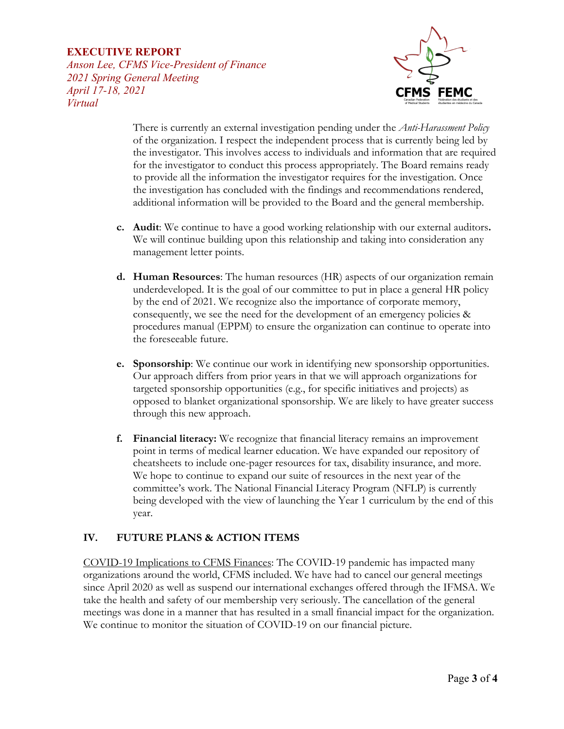There is currently an external investigation pending under the *Anti-Harassment Policy* of the organization. I respect the independent process that is currently being led by the investigator. This involves access to individuals and information that are required for the investigator to conduct this process appropriately. The Board remains ready to provide all the information the investigator requires for the investigation. Once the investigation has concluded with the findings and recommendations rendered, additional information will be provided to the Board and the general membership.

c. **Audit**: We continue to have a good working relationship with our external auditors**.** We will continue building upon this relationship and taking into consideration any management letter points.

d. **Human Resources**: The human resources (HR) aspects of our organization remain underdeveloped. It is the goal of our committee to put in place a general HR policy by the end of 2021. We recognize also the importance of corporate memory, consequently, we see the need for the development of an emergency policies & procedures manual (EPPM) to ensure the organization can continue to operate into the foreseeable future.

e. **Sponsorship**: We continue our work in identifying new sponsorship opportunities. Our approach differs from prior years in that we will approach organizations for targeted sponsorship opportunities (e.g., for specific initiatives and projects) as opposed to blanket organizational sponsorship. We are likely to have greater success through this new approach.

f. **Financial literacy:** We recognize that financial literacy remains an improvement point in terms of medical learner education. We have expanded our repository of cheatsheets to include one-pager resources for tax, disability insurance, and more. We hope to continue to expand our suite of resources in the next year of the committee's work. The National Financial Literacy Program (NFLP) is currently being developed with the view of launching the Year 1 curriculum by the end of this year.

## IV. FUTURE PLANS & ACTION ITEMS

<u>COVID-19 Implications to CFMS Finances</u>: The COVID-19 pandemic has impacted many organizations around the world, CFMS included. We have had to cancel our general meetings since April 2020 as well as suspend our international exchanges offered through the IFMSA. We take the health and safety of our membership very seriously. The cancellation of the general meetings was done in a manner that has resulted in a small financial impact for the organization. We continue to monitor the situation of COVID-19 on our financial picture.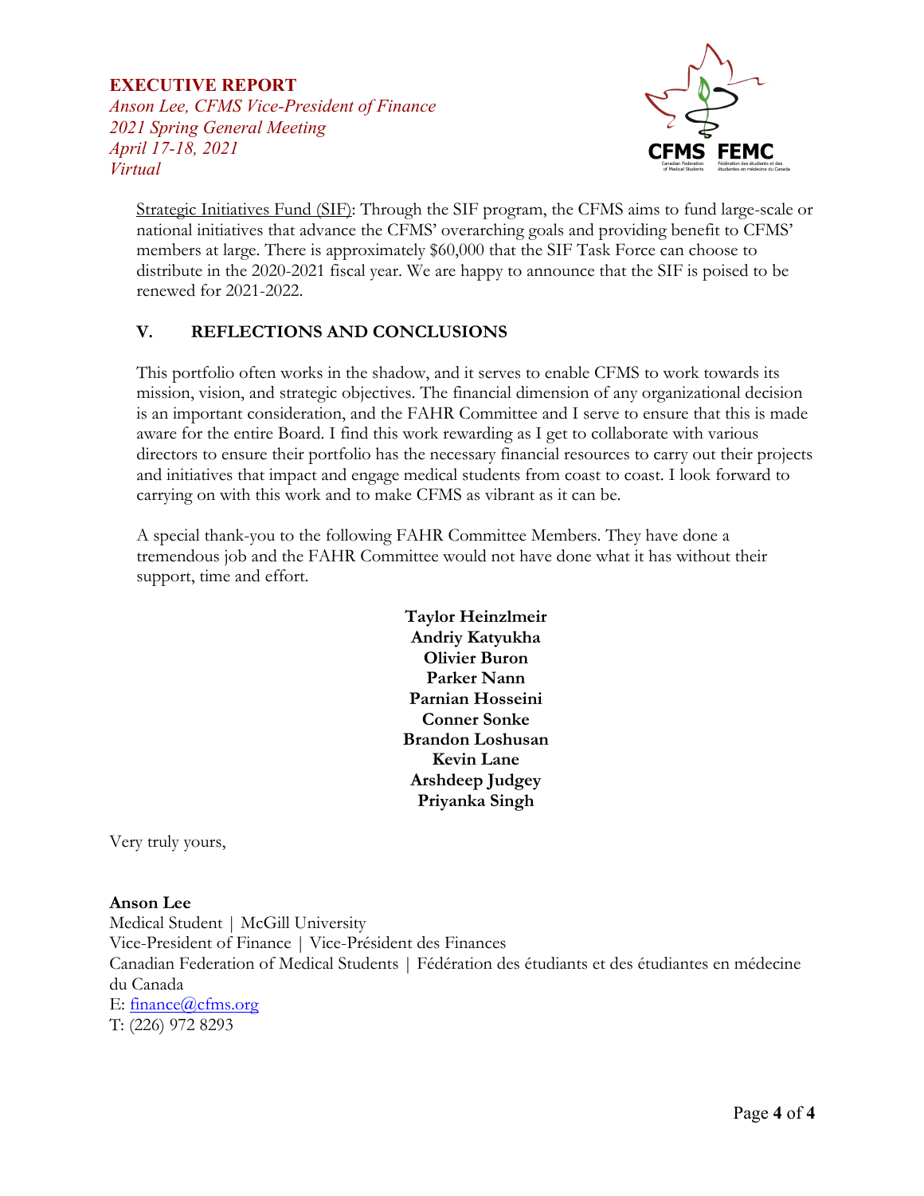Strategic Initiatives Fund (SIF): Through the SIF program, the CFMS aims to fund large-scale or national initiatives that advance the CFMS' overarching goals and providing benefit to CFMS' members at large. There is approximately $60,000 that the SIF Task Force can choose to distribute in the 2020-2021 fiscal year. We are happy to announce that the SIF is poised to be renewed for 2021-2022.

## V. REFLECTIONS AND CONCLUSIONS

This portfolio often works in the shadow, and it serves to enable CFMS to work towards its mission, vision, and strategic objectives. The financial dimension of any organizational decision is an important consideration, and the FAHR Committee and I serve to ensure that this is made aware for the entire Board. I find this work rewarding as I get to collaborate with various directors to ensure their portfolio has the necessary financial resources to carry out their projects and initiatives that impact and engage medical students from coast to coast. I look forward to carrying on with this work and to make CFMS as vibrant as it can be.

A special thank-you to the following FAHR Committee Members. They have done a tremendous job and the FAHR Committee would not have done what it has without their support, time and effort.

**Taylor Heinzlmeir**
**Andriy Katyukha**
**Olivier Buron**
**Parker Nann**
**Parnian Hosseini**
**Conner Sonke**
**Brandon Loshusan**
**Kevin Lane**
**Arshdeep Judgey**
**Priyanka Singh**

Very truly yours,

**Anson Lee**
Medical Student | McGill University
Vice-President of Finance | Vice-Président des Finances
Canadian Federation of Medical Students | Fédération des étudiants et des étudiantes en médecine du Canada
E: finance@cfms.org
T: (226) 972 8293